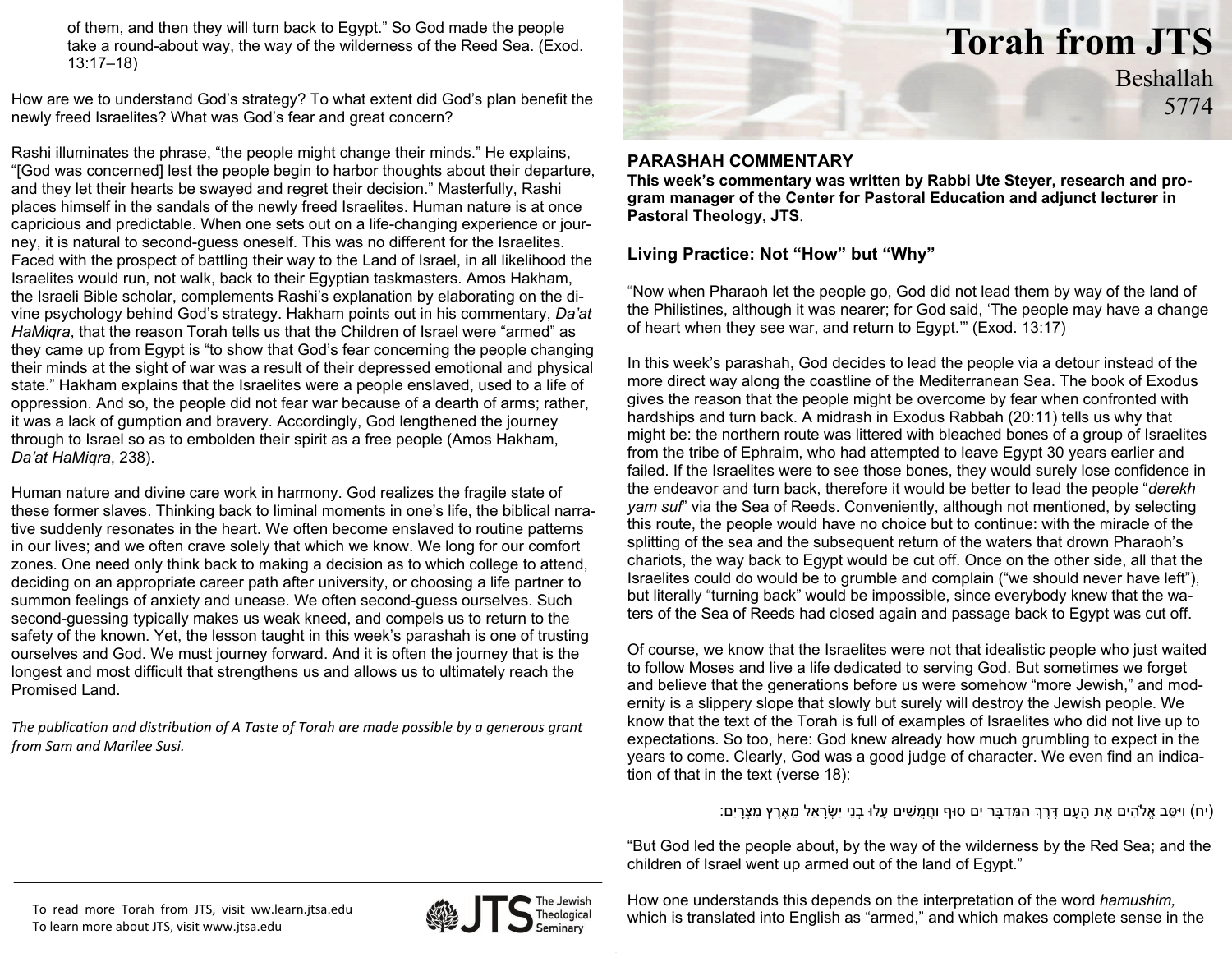# Torah from JTS

Beshallah
5774

## PARASHAH COMMENTARY

**This week's commentary was written by Rabbi Ute Steyer, research and program manager of the Center for Pastoral Education and adjunct lecturer in Pastoral Theology, JTS.**

### Living Practice: Not "How" but "Why"

"Now when Pharaoh let the people go, God did not lead them by way of the land of the Philistines, although it was nearer; for God said, 'The people may have a change of heart when they see war, and return to Egypt.'" (Exod. 13:17)

In this week's parashah, God decides to lead the people via a detour instead of the more direct way along the coastline of the Mediterranean Sea. The book of Exodus gives the reason that the people might be overcome by fear when confronted with hardships and turn back. A midrash in Exodus Rabbah (20:11) tells us why that might be: the northern route was littered with bleached bones of a group of Israelites from the tribe of Ephraim, who had attempted to leave Egypt 30 years earlier and failed. If the Israelites were to see those bones, they would surely lose confidence in the endeavor and turn back, therefore it would be better to lead the people "*derekh yam suf*" via the Sea of Reeds. Conveniently, although not mentioned, by selecting this route, the people would have no choice but to continue: with the miracle of the splitting of the sea and the subsequent return of the waters that drown Pharaoh's chariots, the way back to Egypt would be cut off. Once on the other side, all that the Israelites could do would be to grumble and complain ("we should never have left"), but literally "turning back" would be impossible, since everybody knew that the waters of the Sea of Reeds had closed again and passage back to Egypt was cut off.

Of course, we know that the Israelites were not that idealistic people who just waited to follow Moses and live a life dedicated to serving God. But sometimes we forget and believe that the generations before us were somehow "more Jewish," and modernity is a slippery slope that slowly but surely will destroy the Jewish people. We know that the text of the Torah is full of examples of Israelites who did not live up to expectations. So too, here: God knew already how much grumbling to expect in the years to come. Clearly, God was a good judge of character. We even find an indication of that in the text (verse 18):

(יח) וַיַּסֵּב אֱלֹהִים אֶת הָעָם דֶּרֶךְ הַמִּדְבָּר יַם סוּף וַחֲמֻשִׁים עָלוּ בְנֵי יִשְׂרָאֵל מֵאֶרֶץ מִצְרָיִם:

"But God led the people about, by the way of the wilderness by the Red Sea; and the children of Israel went up armed out of the land of Egypt."

How one understands this depends on the interpretation of the word *hamushim,* which is translated into English as "armed," and which makes complete sense in the

of them, and then they will turn back to Egypt." So God made the people take a round-about way, the way of the wilderness of the Reed Sea. (Exod. 13:17–18)

How are we to understand God's strategy? To what extent did God's plan benefit the newly freed Israelites? What was God's fear and great concern?

Rashi illuminates the phrase, "the people might change their minds." He explains, "[God was concerned] lest the people begin to harbor thoughts about their departure, and they let their hearts be swayed and regret their decision." Masterfully, Rashi places himself in the sandals of the newly freed Israelites. Human nature is at once capricious and predictable. When one sets out on a life-changing experience or journey, it is natural to second-guess oneself. This was no different for the Israelites. Faced with the prospect of battling their way to the Land of Israel, in all likelihood the Israelites would run, not walk, back to their Egyptian taskmasters. Amos Hakham, the Israeli Bible scholar, complements Rashi's explanation by elaborating on the divine psychology behind God's strategy. Hakham points out in his commentary, *Da'at HaMiqra*, that the reason Torah tells us that the Children of Israel were "armed" as they came up from Egypt is "to show that God's fear concerning the people changing their minds at the sight of war was a result of their depressed emotional and physical state." Hakham explains that the Israelites were a people enslaved, used to a life of oppression. And so, the people did not fear war because of a dearth of arms; rather, it was a lack of gumption and bravery. Accordingly, God lengthened the journey through to Israel so as to embolden their spirit as a free people (Amos Hakham, *Da'at HaMiqra*, 238).

Human nature and divine care work in harmony. God realizes the fragile state of these former slaves. Thinking back to liminal moments in one's life, the biblical narrative suddenly resonates in the heart. We often become enslaved to routine patterns in our lives; and we often crave solely that which we know. We long for our comfort zones. One need only think back to making a decision as to which college to attend, deciding on an appropriate career path after university, or choosing a life partner to summon feelings of anxiety and unease. We often second-guess ourselves. Such second-guessing typically makes us weak kneed, and compels us to return to the safety of the known. Yet, the lesson taught in this week's parashah is one of trusting ourselves and God. We must journey forward. And it is often the journey that is the longest and most difficult that strengthens us and allows us to ultimately reach the Promised Land.

*The publication and distribution of A Taste of Torah are made possible by a generous grant from Sam and Marilee Susi.*

To read more Torah from JTS, visit ww.learn.jtsa.edu
To learn more about JTS, visit www.jtsa.edu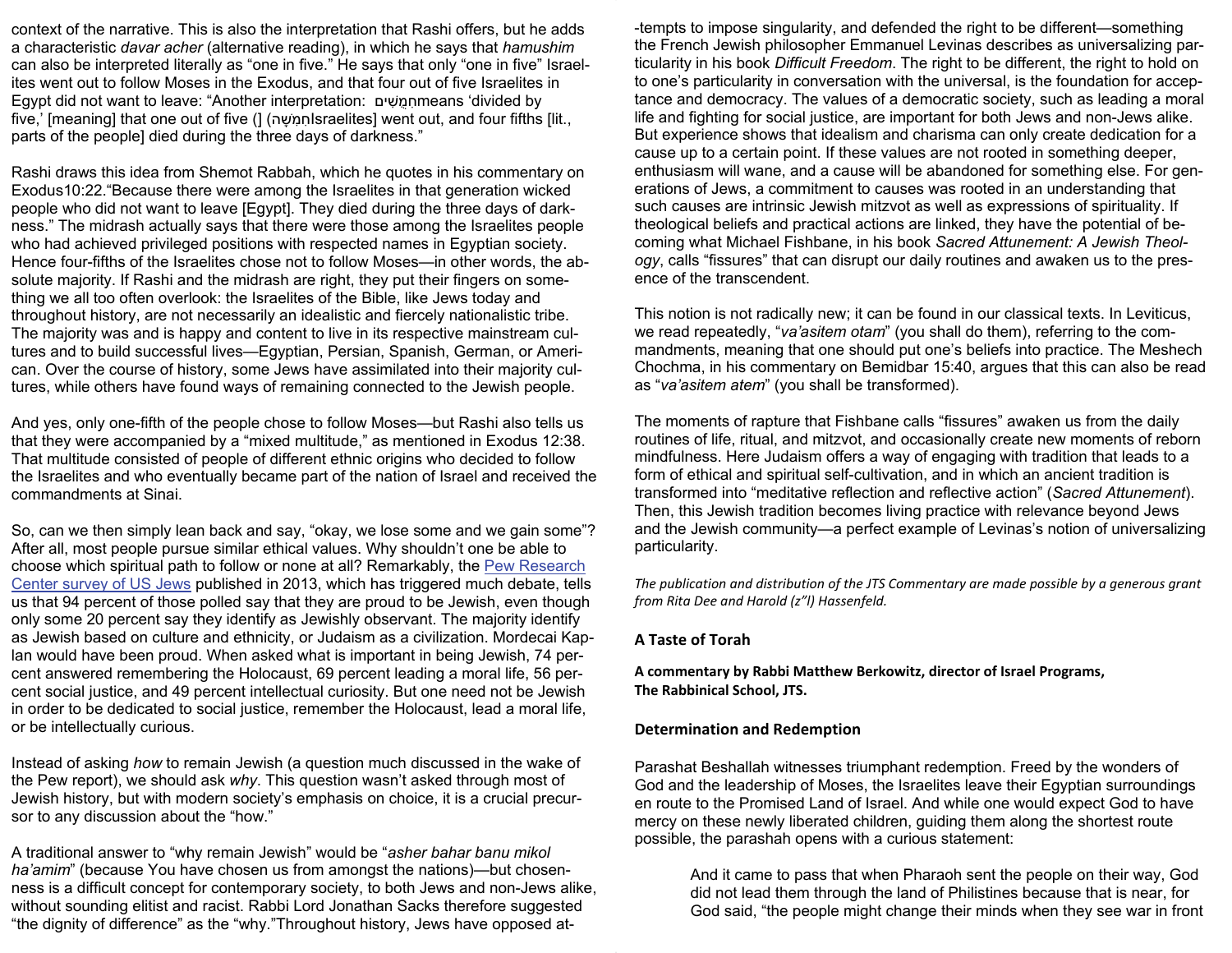context of the narrative. This is also the interpretation that Rashi offers, but he adds a characteristic *davar acher* (alternative reading), in which he says that *hamushim* can also be interpreted literally as "one in five." He says that only "one in five" Israelites went out to follow Moses in the Exodus, and that four out of five Israelites in Egypt did not want to leave: "Another interpretation: חֲמֻשִׁים means 'divided by five,' [meaning] that one out of five (חֲמִשָּׁה) [Israelites] went out, and four fifths [lit., parts of the people] died during the three days of darkness."

Rashi draws this idea from Shemot Rabbah, which he quotes in his commentary on Exodus10:22."Because there were among the Israelites in that generation wicked people who did not want to leave [Egypt]. They died during the three days of darkness." The midrash actually says that there were those among the Israelites people who had achieved privileged positions with respected names in Egyptian society. Hence four-fifths of the Israelites chose not to follow Moses—in other words, the absolute majority. If Rashi and the midrash are right, they put their fingers on something we all too often overlook: the Israelites of the Bible, like Jews today and throughout history, are not necessarily an idealistic and fiercely nationalistic tribe. The majority was and is happy and content to live in its respective mainstream cultures and to build successful lives—Egyptian, Persian, Spanish, German, or American. Over the course of history, some Jews have assimilated into their majority cultures, while others have found ways of remaining connected to the Jewish people.

And yes, only one-fifth of the people chose to follow Moses—but Rashi also tells us that they were accompanied by a "mixed multitude," as mentioned in Exodus 12:38. That multitude consisted of people of different ethnic origins who decided to follow the Israelites and who eventually became part of the nation of Israel and received the commandments at Sinai.

So, can we then simply lean back and say, "okay, we lose some and we gain some"? After all, most people pursue similar ethical values. Why shouldn't one be able to choose which spiritual path to follow or none at all? Remarkably, the Pew Research Center survey of US Jews published in 2013, which has triggered much debate, tells us that 94 percent of those polled say that they are proud to be Jewish, even though only some 20 percent say they identify as Jewishly observant. The majority identify as Jewish based on culture and ethnicity, or Judaism as a civilization. Mordecai Kaplan would have been proud. When asked what is important in being Jewish, 74 percent answered remembering the Holocaust, 69 percent leading a moral life, 56 percent social justice, and 49 percent intellectual curiosity. But one need not be Jewish in order to be dedicated to social justice, remember the Holocaust, lead a moral life, or be intellectually curious.

Instead of asking *how* to remain Jewish (a question much discussed in the wake of the Pew report), we should ask *why*. This question wasn't asked through most of Jewish history, but with modern society's emphasis on choice, it is a crucial precursor to any discussion about the "how."

A traditional answer to "why remain Jewish" would be "*asher bahar banu mikol ha'amim*" (because You have chosen us from amongst the nations)—but chosenness is a difficult concept for contemporary society, to both Jews and non-Jews alike, without sounding elitist and racist. Rabbi Lord Jonathan Sacks therefore suggested "the dignity of difference" as the "why."Throughout history, Jews have opposed attempts to impose singularity, and defended the right to be different—something the French Jewish philosopher Emmanuel Levinas describes as universalizing particularity in his book *Difficult Freedom*. The right to be different, the right to hold on to one's particularity in conversation with the universal, is the foundation for acceptance and democracy. The values of a democratic society, such as leading a moral life and fighting for social justice, are important for both Jews and non-Jews alike. But experience shows that idealism and charisma can only create dedication for a cause up to a certain point. If these values are not rooted in something deeper, enthusiasm will wane, and a cause will be abandoned for something else. For generations of Jews, a commitment to causes was rooted in an understanding that such causes are intrinsic Jewish mitzvot as well as expressions of spirituality. If theological beliefs and practical actions are linked, they have the potential of becoming what Michael Fishbane, in his book *Sacred Attunement: A Jewish Theology*, calls "fissures" that can disrupt our daily routines and awaken us to the presence of the transcendent.

This notion is not radically new; it can be found in our classical texts. In Leviticus, we read repeatedly, "*va'asitem otam*" (you shall do them), referring to the commandments, meaning that one should put one's beliefs into practice. The Meshech Chochma, in his commentary on Bemidbar 15:40, argues that this can also be read as "*va'asitem atem*" (you shall be transformed).

The moments of rapture that Fishbane calls "fissures" awaken us from the daily routines of life, ritual, and mitzvot, and occasionally create new moments of reborn mindfulness. Here Judaism offers a way of engaging with tradition that leads to a form of ethical and spiritual self-cultivation, and in which an ancient tradition is transformed into "meditative reflection and reflective action" (*Sacred Attunement*). Then, this Jewish tradition becomes living practice with relevance beyond Jews and the Jewish community—a perfect example of Levinas's notion of universalizing particularity.

*The publication and distribution of the JTS Commentary are made possible by a generous grant from Rita Dee and Harold (z"l) Hassenfeld.*

## A Taste of Torah

**A commentary by Rabbi Matthew Berkowitz, director of Israel Programs, The Rabbinical School, JTS.**

### Determination and Redemption

Parashat Beshallah witnesses triumphant redemption. Freed by the wonders of God and the leadership of Moses, the Israelites leave their Egyptian surroundings en route to the Promised Land of Israel. And while one would expect God to have mercy on these newly liberated children, guiding them along the shortest route possible, the parashah opens with a curious statement:

> And it came to pass that when Pharaoh sent the people on their way, God did not lead them through the land of Philistines because that is near, for God said, "the people might change their minds when they see war in front